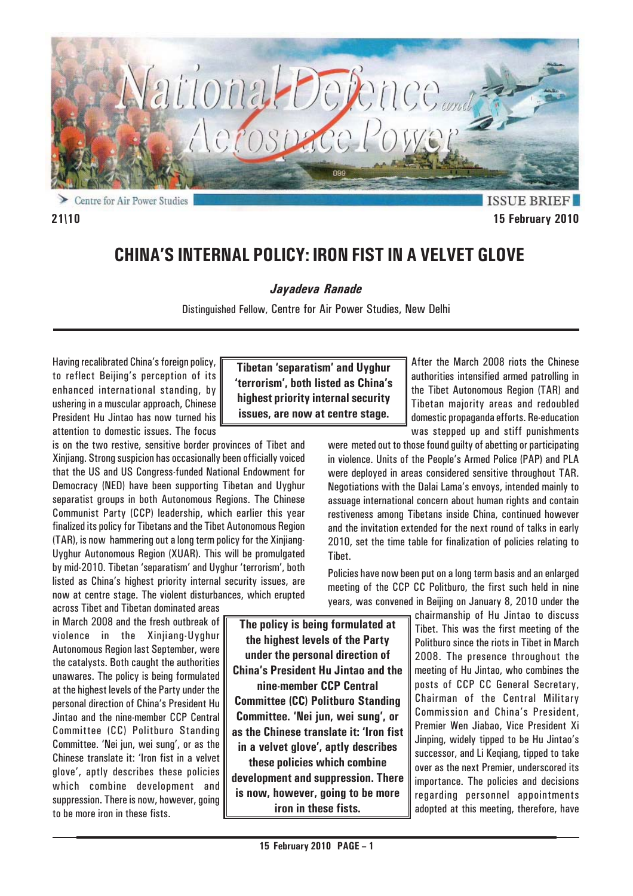ISSUE BRIEF

21\10

15 February 2010

# CHINA'S INTERNAL POLICY: IRON FIST IN A VELVET GLOVE

***Jayadeva Ranade***

Distinguished Fellow, Centre for Air Power Studies, New Delhi

Having recalibrated China's foreign policy, to reflect Beijing's perception of its enhanced international standing, by ushering in a muscular approach, Chinese President Hu Jintao has now turned his attention to domestic issues. The focus is on the two restive, sensitive border provinces of Tibet and Xinjiang. Strong suspicion has occasionally been officially voiced that the US and US Congress-funded National Endowment for Democracy (NED) have been supporting Tibetan and Uyghur separatist groups in both Autonomous Regions. The Chinese Communist Party (CCP) leadership, which earlier this year finalized its policy for Tibetans and the Tibet Autonomous Region (TAR), is now hammering out a long term policy for the Xinjiang-Uyghur Autonomous Region (XUAR). This will be promulgated by mid-2010. Tibetan 'separatism' and Uyghur 'terrorism', both listed as China's highest priority internal security issues, are now at centre stage. The violent disturbances, which erupted across Tibet and Tibetan dominated areas in March 2008 and the fresh outbreak of violence in the Xinjiang-Uyghur Autonomous Region last September, were the catalysts. Both caught the authorities unawares. The policy is being formulated at the highest levels of the Party under the personal direction of China's President Hu Jintao and the nine-member CCP Central Committee (CC) Politburo Standing Committee. 'Nei jun, wei sung', or as the Chinese translate it: 'Iron fist in a velvet glove', aptly describes these policies which combine development and suppression. There is now, however, going to be more iron in these fists.

> **Tibetan 'separatism' and Uyghur 'terrorism', both listed as China's highest priority internal security issues, are now at centre stage.**

After the March 2008 riots the Chinese authorities intensified armed patrolling in the Tibet Autonomous Region (TAR) and Tibetan majority areas and redoubled domestic propaganda efforts. Re-education was stepped up and stiff punishments were meted out to those found guilty of abetting or participating in violence. Units of the People's Armed Police (PAP) and PLA were deployed in areas considered sensitive throughout TAR. Negotiations with the Dalai Lama's envoys, intended mainly to assuage international concern about human rights and contain restiveness among Tibetans inside China, continued however and the invitation extended for the next round of talks in early 2010, set the time table for finalization of policies relating to Tibet.

Policies have now been put on a long term basis and an enlarged meeting of the CCP CC Politburo, the first such held in nine years, was convened in Beijing on January 8, 2010 under the chairmanship of Hu Jintao to discuss Tibet. This was the first meeting of the Politburo since the riots in Tibet in March 2008. The presence throughout the meeting of Hu Jintao, who combines the posts of CCP CC General Secretary, Chairman of the Central Military Commission and China's President, Premier Wen Jiabao, Vice President Xi Jinping, widely tipped to be Hu Jintao's successor, and Li Keqiang, tipped to take over as the next Premier, underscored its importance. The policies and decisions regarding personnel appointments adopted at this meeting, therefore, have

> **The policy is being formulated at the highest levels of the Party under the personal direction of China's President Hu Jintao and the nine-member CCP Central Committee (CC) Politburo Standing Committee. 'Nei jun, wei sung', or as the Chinese translate it: 'Iron fist in a velvet glove', aptly describes these policies which combine development and suppression. There is now, however, going to be more iron in these fists.**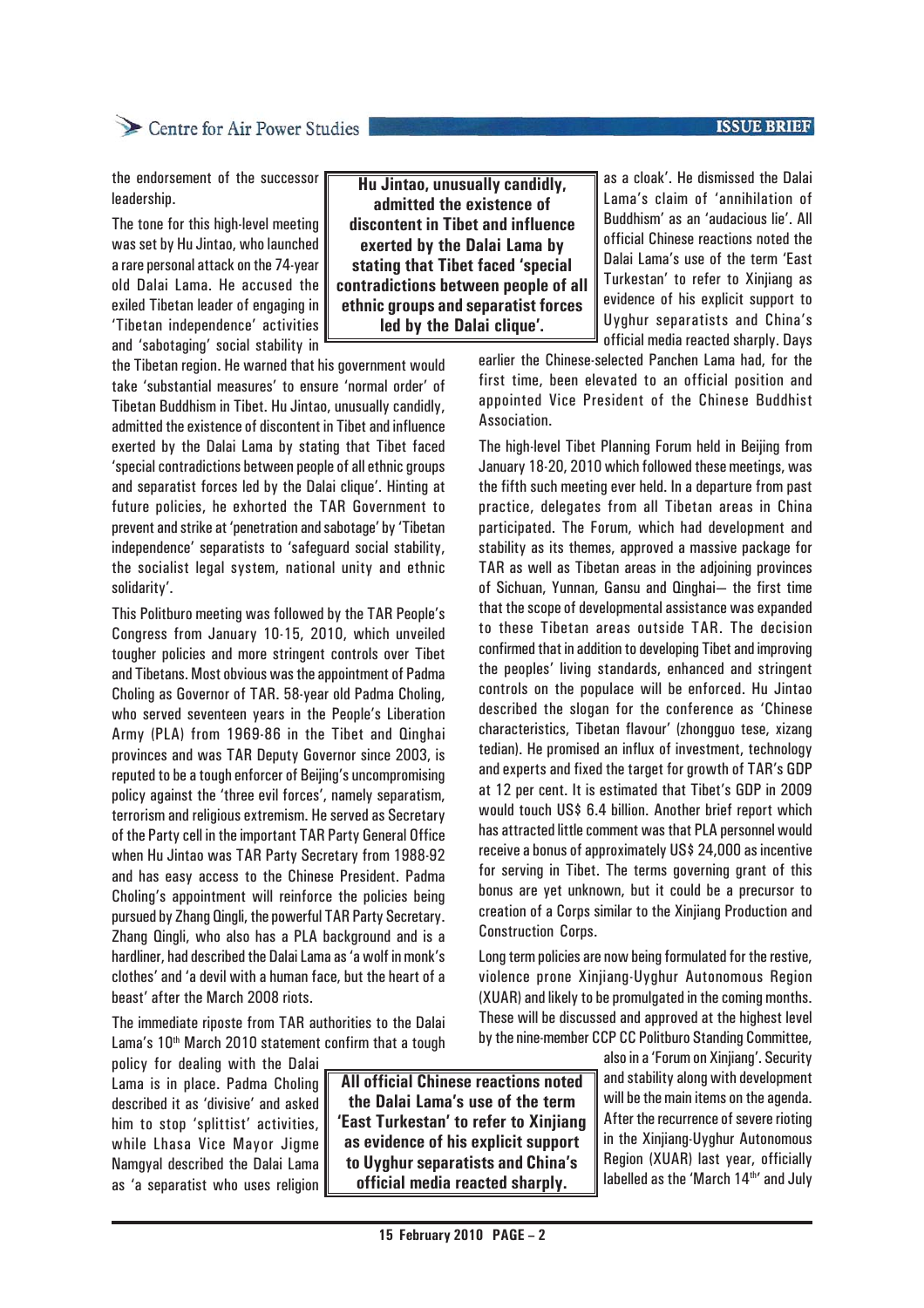the endorsement of the successor leadership.

The tone for this high-level meeting was set by Hu Jintao, who launched a rare personal attack on the 74-year old Dalai Lama. He accused the exiled Tibetan leader of engaging in 'Tibetan independence' activities and 'sabotaging' social stability in the Tibetan region. He warned that his government would take 'substantial measures' to ensure 'normal order' of Tibetan Buddhism in Tibet. Hu Jintao, unusually candidly, admitted the existence of discontent in Tibet and influence exerted by the Dalai Lama by stating that Tibet faced 'special contradictions between people of all ethnic groups and separatist forces led by the Dalai clique'. Hinting at future policies, he exhorted the TAR Government to prevent and strike at 'penetration and sabotage' by 'Tibetan independence' separatists to 'safeguard social stability, the socialist legal system, national unity and ethnic solidarity'.

**Hu Jintao, unusually candidly, admitted the existence of discontent in Tibet and influence exerted by the Dalai Lama by stating that Tibet faced 'special contradictions between people of all ethnic groups and separatist forces led by the Dalai clique'.**

This Politburo meeting was followed by the TAR People's Congress from January 10-15, 2010, which unveiled tougher policies and more stringent controls over Tibet and Tibetans. Most obvious was the appointment of Padma Choling as Governor of TAR. 58-year old Padma Choling, who served seventeen years in the People's Liberation Army (PLA) from 1969-86 in the Tibet and Qinghai provinces and was TAR Deputy Governor since 2003, is reputed to be a tough enforcer of Beijing's uncompromising policy against the 'three evil forces', namely separatism, terrorism and religious extremism. He served as Secretary of the Party cell in the important TAR Party General Office when Hu Jintao was TAR Party Secretary from 1988-92 and has easy access to the Chinese President. Padma Choling's appointment will reinforce the policies being pursued by Zhang Qingli, the powerful TAR Party Secretary. Zhang Qingli, who also has a PLA background and is a hardliner, had described the Dalai Lama as 'a wolf in monk's clothes' and 'a devil with a human face, but the heart of a beast' after the March 2008 riots.

The immediate riposte from TAR authorities to the Dalai Lama's 10th March 2010 statement confirm that a tough policy for dealing with the Dalai Lama is in place. Padma Choling described it as 'divisive' and asked him to stop 'splittist' activities, while Lhasa Vice Mayor Jigme Namgyal described the Dalai Lama as 'a separatist who uses religion as a cloak'. He dismissed the Dalai Lama's claim of 'annihilation of Buddhism' as an 'audacious lie'. All official Chinese reactions noted the Dalai Lama's use of the term 'East Turkestan' to refer to Xinjiang as evidence of his explicit support to Uyghur separatists and China's official media reacted sharply. Days earlier the Chinese-selected Panchen Lama had, for the first time, been elevated to an official position and appointed Vice President of the Chinese Buddhist Association.

**All official Chinese reactions noted the Dalai Lama's use of the term 'East Turkestan' to refer to Xinjiang as evidence of his explicit support to Uyghur separatists and China's official media reacted sharply.**

The high-level Tibet Planning Forum held in Beijing from January 18-20, 2010 which followed these meetings, was the fifth such meeting ever held. In a departure from past practice, delegates from all Tibetan areas in China participated. The Forum, which had development and stability as its themes, approved a massive package for TAR as well as Tibetan areas in the adjoining provinces of Sichuan, Yunnan, Gansu and Qinghai— the first time that the scope of developmental assistance was expanded to these Tibetan areas outside TAR. The decision confirmed that in addition to developing Tibet and improving the peoples' living standards, enhanced and stringent controls on the populace will be enforced. Hu Jintao described the slogan for the conference as 'Chinese characteristics, Tibetan flavour' (zhongguo tese, xizang tedian). He promised an influx of investment, technology and experts and fixed the target for growth of TAR's GDP at 12 per cent. It is estimated that Tibet's GDP in 2009 would touch US$ 6.4 billion. Another brief report which has attracted little comment was that PLA personnel would receive a bonus of approximately US$ 24,000 as incentive for serving in Tibet. The terms governing grant of this bonus are yet unknown, but it could be a precursor to creation of a Corps similar to the Xinjiang Production and Construction Corps.

Long term policies are now being formulated for the restive, violence prone Xinjiang-Uyghur Autonomous Region (XUAR) and likely to be promulgated in the coming months. These will be discussed and approved at the highest level by the nine-member CCP CC Politburo Standing Committee, also in a 'Forum on Xinjiang'. Security and stability along with development will be the main items on the agenda. After the recurrence of severe rioting in the Xinjiang-Uyghur Autonomous Region (XUAR) last year, officially labelled as the 'March 14th' and July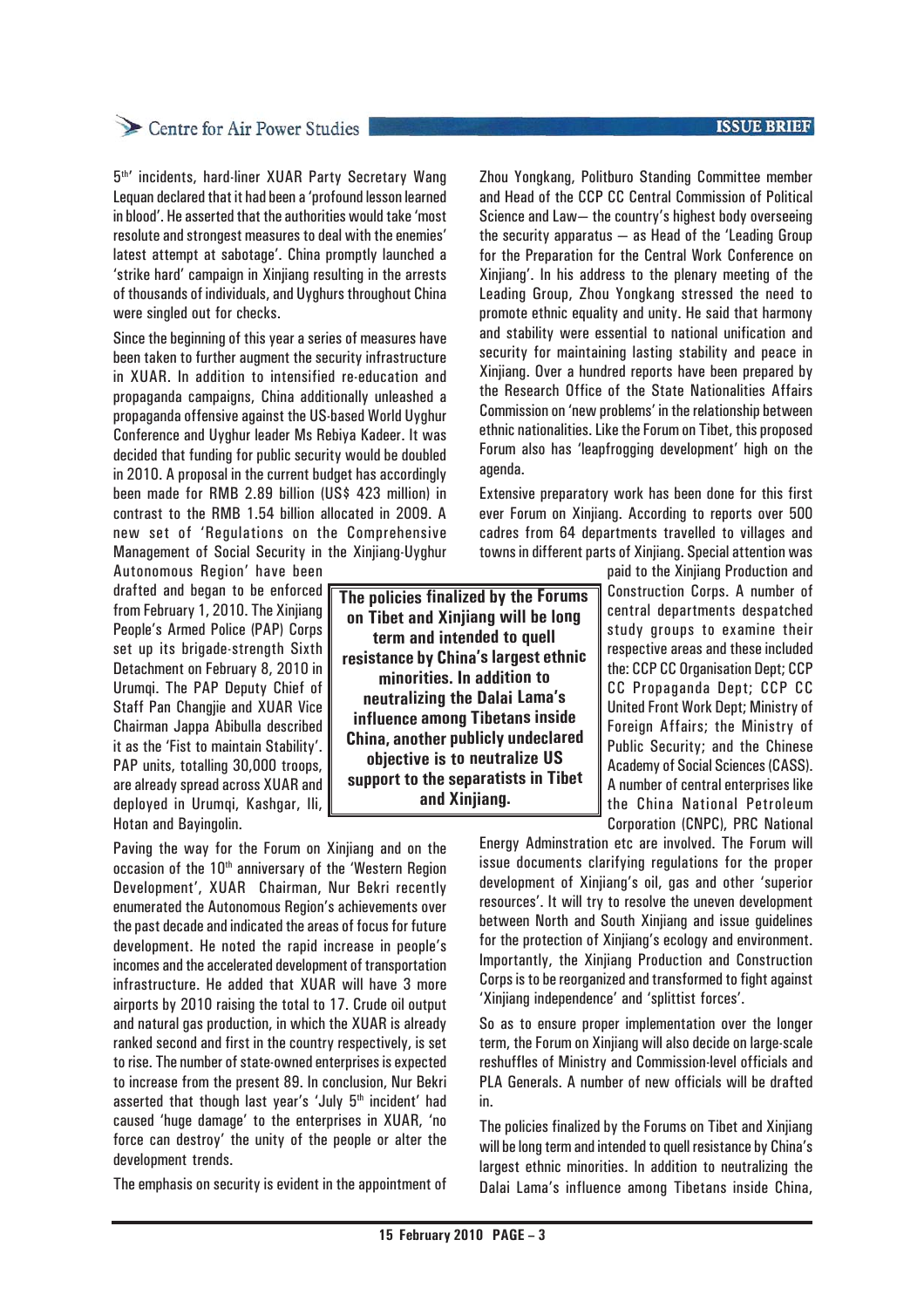5th' incidents, hard-liner XUAR Party Secretary Wang Lequan declared that it had been a 'profound lesson learned in blood'. He asserted that the authorities would take 'most resolute and strongest measures to deal with the enemies' latest attempt at sabotage'. China promptly launched a 'strike hard' campaign in Xinjiang resulting in the arrests of thousands of individuals, and Uyghurs throughout China were singled out for checks.

Since the beginning of this year a series of measures have been taken to further augment the security infrastructure in XUAR. In addition to intensified re-education and propaganda campaigns, China additionally unleashed a propaganda offensive against the US-based World Uyghur Conference and Uyghur leader Ms Rebiya Kadeer. It was decided that funding for public security would be doubled in 2010. A proposal in the current budget has accordingly been made for RMB 2.89 billion (US$ 423 million) in contrast to the RMB 1.54 billion allocated in 2009. A new set of 'Regulations on the Comprehensive Management of Social Security in the Xinjiang-Uyghur Autonomous Region' have been drafted and began to be enforced from February 1, 2010. The Xinjiang People's Armed Police (PAP) Corps set up its brigade-strength Sixth Detachment on February 8, 2010 in Urumqi. The PAP Deputy Chief of Staff Pan Changjie and XUAR Vice Chairman Jappa Abibulla described it as the 'Fist to maintain Stability'. PAP units, totalling 30,000 troops, are already spread across XUAR and deployed in Urumqi, Kashgar, Ili, Hotan and Bayingolin.

Paving the way for the Forum on Xinjiang and on the occasion of the 10th anniversary of the 'Western Region Development', XUAR Chairman, Nur Bekri recently enumerated the Autonomous Region's achievements over the past decade and indicated the areas of focus for future development. He noted the rapid increase in people's incomes and the accelerated development of transportation infrastructure. He added that XUAR will have 3 more airports by 2010 raising the total to 17. Crude oil output and natural gas production, in which the XUAR is already ranked second and first in the country respectively, is set to rise. The number of state-owned enterprises is expected to increase from the present 89. In conclusion, Nur Bekri asserted that though last year's 'July 5th incident' had caused 'huge damage' to the enterprises in XUAR, 'no force can destroy' the unity of the people or alter the development trends.

The emphasis on security is evident in the appointment of Zhou Yongkang, Politburo Standing Committee member and Head of the CCP CC Central Commission of Political Science and Law— the country's highest body overseeing the security apparatus — as Head of the 'Leading Group for the Preparation for the Central Work Conference on Xinjiang'. In his address to the plenary meeting of the Leading Group, Zhou Yongkang stressed the need to promote ethnic equality and unity. He said that harmony and stability were essential to national unification and security for maintaining lasting stability and peace in Xinjiang. Over a hundred reports have been prepared by the Research Office of the State Nationalities Affairs Commission on 'new problems' in the relationship between ethnic nationalities. Like the Forum on Tibet, this proposed Forum also has 'leapfrogging development' high on the agenda.

Extensive preparatory work has been done for this first ever Forum on Xinjiang. According to reports over 500 cadres from 64 departments travelled to villages and towns in different parts of Xinjiang. Special attention was paid to the Xinjiang Production and Construction Corps. A number of central departments despatched study groups to examine their respective areas and these included the: CCP CC Organisation Dept; CCP CC Propaganda Dept; CCP CC United Front Work Dept; Ministry of Foreign Affairs; the Ministry of Public Security; and the Chinese Academy of Social Sciences (CASS). A number of central enterprises like the China National Petroleum Corporation (CNPC), PRC National Energy Adminstration etc are involved. The Forum will issue documents clarifying regulations for the proper development of Xinjiang's oil, gas and other 'superior resources'. It will try to resolve the uneven development between North and South Xinjiang and issue guidelines for the protection of Xinjiang's ecology and environment. Importantly, the Xinjiang Production and Construction Corps is to be reorganized and transformed to fight against 'Xinjiang independence' and 'splittist forces'.

So as to ensure proper implementation over the longer term, the Forum on Xinjiang will also decide on large-scale reshuffles of Ministry and Commission-level officials and PLA Generals. A number of new officials will be drafted in.

> **The policies finalized by the Forums on Tibet and Xinjiang will be long term and intended to quell resistance by China's largest ethnic minorities. In addition to neutralizing the Dalai Lama's influence among Tibetans inside China, another publicly undeclared objective is to neutralize US support to the separatists in Tibet and Xinjiang.**

The policies finalized by the Forums on Tibet and Xinjiang will be long term and intended to quell resistance by China's largest ethnic minorities. In addition to neutralizing the Dalai Lama's influence among Tibetans inside China,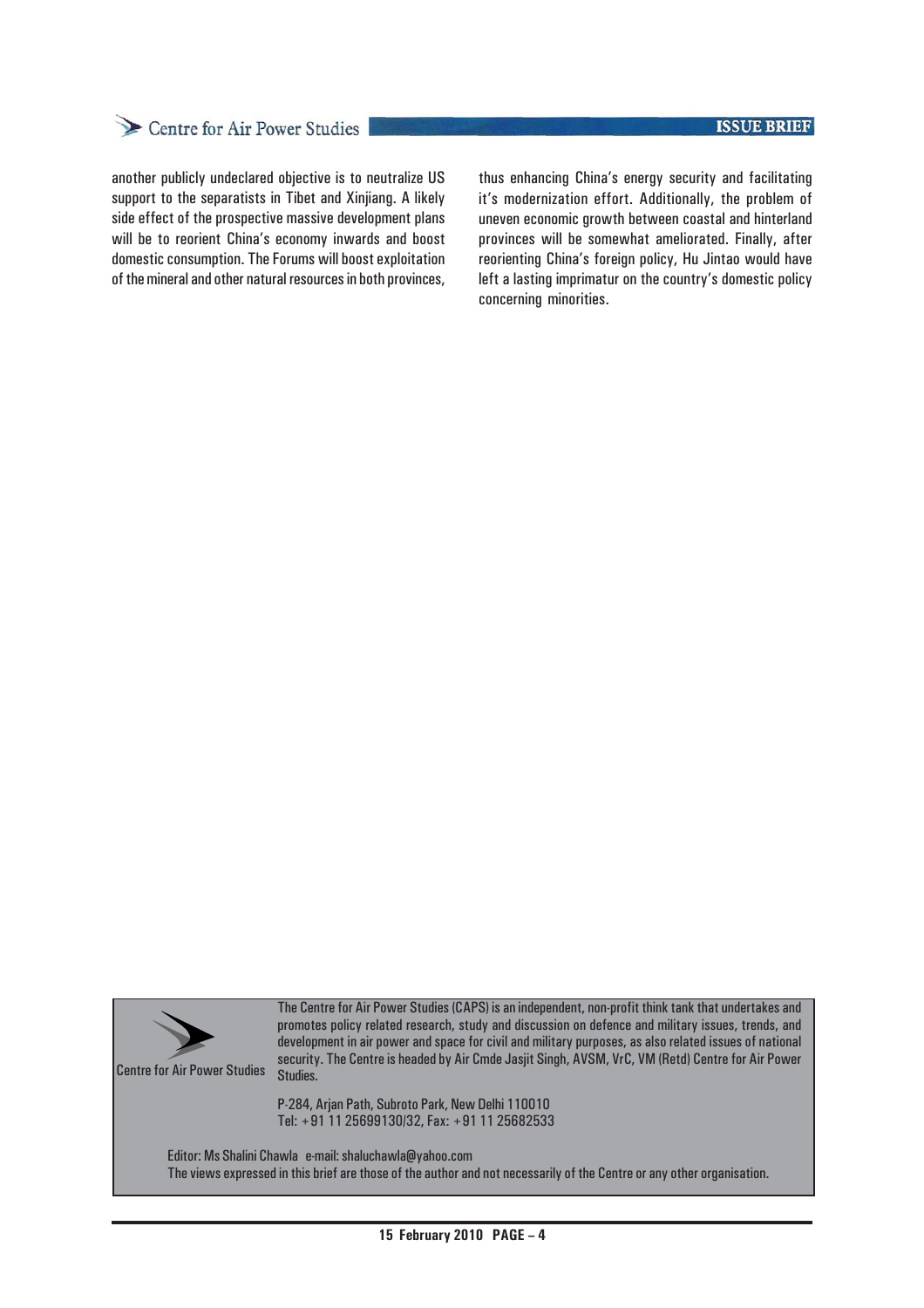another publicly undeclared objective is to neutralize US support to the separatists in Tibet and Xinjiang. A likely side effect of the prospective massive development plans will be to reorient China's economy inwards and boost domestic consumption. The Forums will boost exploitation of the mineral and other natural resources in both provinces, thus enhancing China's energy security and facilitating it's modernization effort. Additionally, the problem of uneven economic growth between coastal and hinterland provinces will be somewhat ameliorated. Finally, after reorienting China's foreign policy, Hu Jintao would have left a lasting imprimatur on the country's domestic policy concerning minorities.

Centre for Air Power Studies

The Centre for Air Power Studies (CAPS) is an independent, non-profit think tank that undertakes and promotes policy related research, study and discussion on defence and military issues, trends, and development in air power and space for civil and military purposes, as also related issues of national security. The Centre is headed by Air Cmde Jasjit Singh, AVSM, VrC, VM (Retd) Centre for Air Power Studies.

P-284, Arjan Path, Subroto Park, New Delhi 110010
Tel: +91 11 25699130/32, Fax: +91 11 25682533

Editor: Ms Shalini Chawla e-mail: shaluchawla@yahoo.com
The views expressed in this brief are those of the author and not necessarily of the Centre or any other organisation.